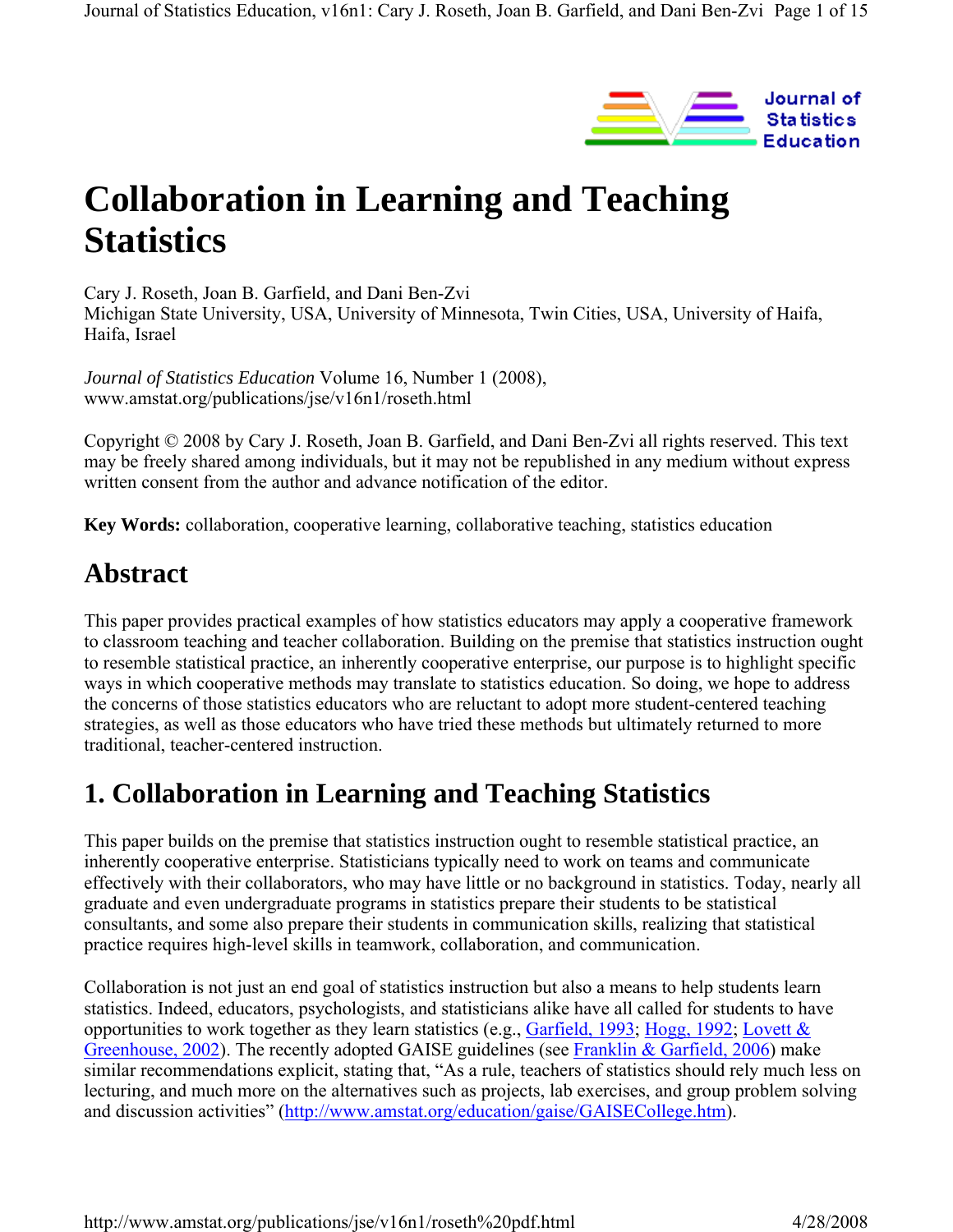# Collaboration in Learning and Teaching Statistics

Cary J. Roseth, Joan B. Garfield, and Dani Ben-Zvi
Michigan State University, USA, University of Minnesota, Twin Cities, USA, University of Haifa, Haifa, Israel

*Journal of Statistics Education* Volume 16, Number 1 (2008), www.amstat.org/publications/jse/v16n1/roseth.html

Copyright © 2008 by Cary J. Roseth, Joan B. Garfield, and Dani Ben-Zvi all rights reserved. This text may be freely shared among individuals, but it may not be republished in any medium without express written consent from the author and advance notification of the editor.

**Key Words:** collaboration, cooperative learning, collaborative teaching, statistics education

## Abstract

This paper provides practical examples of how statistics educators may apply a cooperative framework to classroom teaching and teacher collaboration. Building on the premise that statistics instruction ought to resemble statistical practice, an inherently cooperative enterprise, our purpose is to highlight specific ways in which cooperative methods may translate to statistics education. So doing, we hope to address the concerns of those statistics educators who are reluctant to adopt more student-centered teaching strategies, as well as those educators who have tried these methods but ultimately returned to more traditional, teacher-centered instruction.

## 1. Collaboration in Learning and Teaching Statistics

This paper builds on the premise that statistics instruction ought to resemble statistical practice, an inherently cooperative enterprise. Statisticians typically need to work on teams and communicate effectively with their collaborators, who may have little or no background in statistics. Today, nearly all graduate and even undergraduate programs in statistics prepare their students to be statistical consultants, and some also prepare their students in communication skills, realizing that statistical practice requires high-level skills in teamwork, collaboration, and communication.

Collaboration is not just an end goal of statistics instruction but also a means to help students learn statistics. Indeed, educators, psychologists, and statisticians alike have all called for students to have opportunities to work together as they learn statistics (e.g., Garfield, 1993; Hogg, 1992; Lovett & Greenhouse, 2002). The recently adopted GAISE guidelines (see Franklin & Garfield, 2006) make similar recommendations explicit, stating that, "As a rule, teachers of statistics should rely much less on lecturing, and much more on the alternatives such as projects, lab exercises, and group problem solving and discussion activities" (http://www.amstat.org/education/gaise/GAISECollege.htm).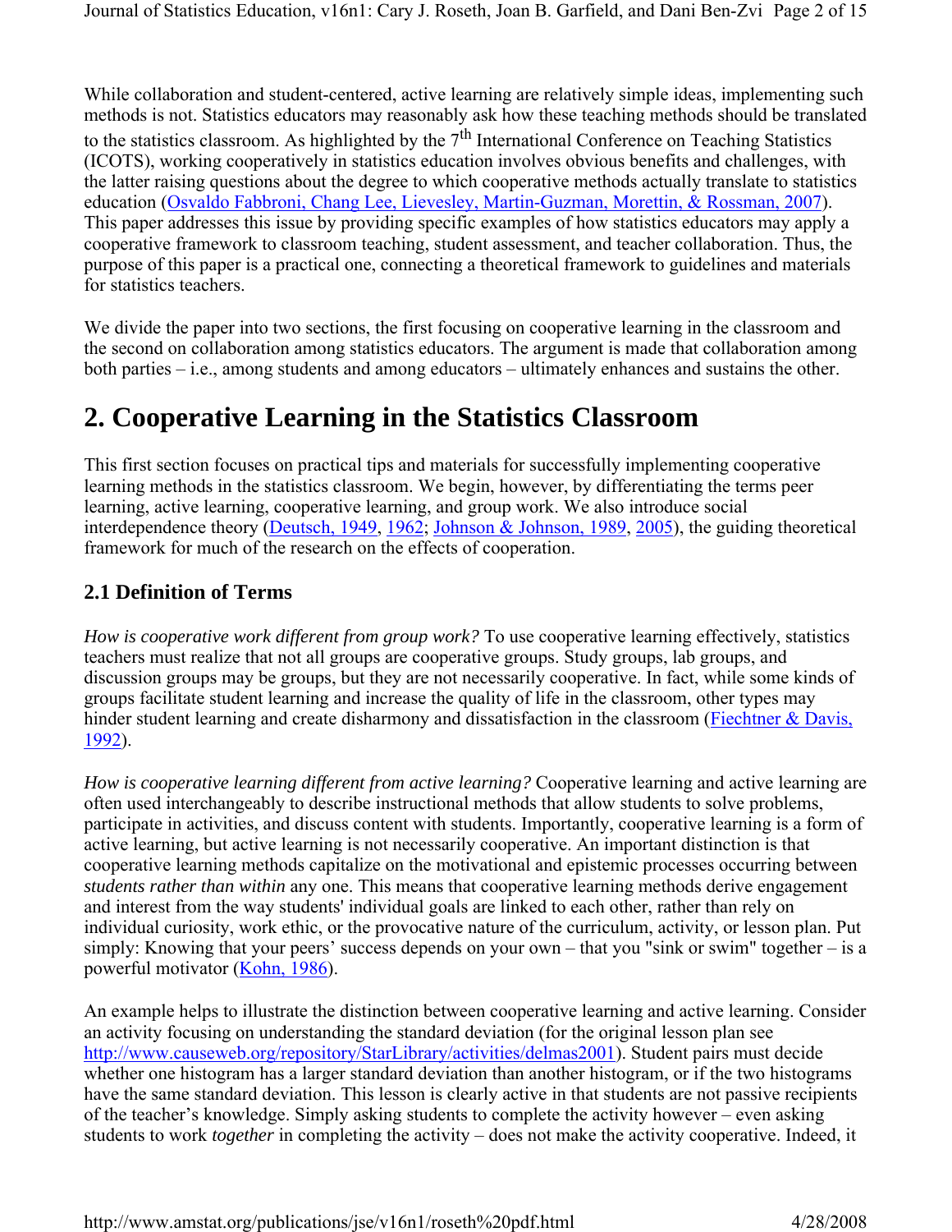While collaboration and student-centered, active learning are relatively simple ideas, implementing such methods is not. Statistics educators may reasonably ask how these teaching methods should be translated to the statistics classroom. As highlighted by the 7th International Conference on Teaching Statistics (ICOTS), working cooperatively in statistics education involves obvious benefits and challenges, with the latter raising questions about the degree to which cooperative methods actually translate to statistics education (Osvaldo Fabbroni, Chang Lee, Lievesley, Martin-Guzman, Morettin, & Rossman, 2007). This paper addresses this issue by providing specific examples of how statistics educators may apply a cooperative framework to classroom teaching, student assessment, and teacher collaboration. Thus, the purpose of this paper is a practical one, connecting a theoretical framework to guidelines and materials for statistics teachers.

We divide the paper into two sections, the first focusing on cooperative learning in the classroom and the second on collaboration among statistics educators. The argument is made that collaboration among both parties – i.e., among students and among educators – ultimately enhances and sustains the other.

# 2. Cooperative Learning in the Statistics Classroom

This first section focuses on practical tips and materials for successfully implementing cooperative learning methods in the statistics classroom. We begin, however, by differentiating the terms peer learning, active learning, cooperative learning, and group work. We also introduce social interdependence theory (Deutsch, 1949, 1962; Johnson & Johnson, 1989, 2005), the guiding theoretical framework for much of the research on the effects of cooperation.

## 2.1 Definition of Terms

*How is cooperative work different from group work?* To use cooperative learning effectively, statistics teachers must realize that not all groups are cooperative groups. Study groups, lab groups, and discussion groups may be groups, but they are not necessarily cooperative. In fact, while some kinds of groups facilitate student learning and increase the quality of life in the classroom, other types may hinder student learning and create disharmony and dissatisfaction in the classroom (Fiechtner & Davis, 1992).

*How is cooperative learning different from active learning?* Cooperative learning and active learning are often used interchangeably to describe instructional methods that allow students to solve problems, participate in activities, and discuss content with students. Importantly, cooperative learning is a form of active learning, but active learning is not necessarily cooperative. An important distinction is that cooperative learning methods capitalize on the motivational and epistemic processes occurring between *students rather than within* any one. This means that cooperative learning methods derive engagement and interest from the way students' individual goals are linked to each other, rather than rely on individual curiosity, work ethic, or the provocative nature of the curriculum, activity, or lesson plan. Put simply: Knowing that your peers' success depends on your own – that you "sink or swim" together – is a powerful motivator (Kohn, 1986).

An example helps to illustrate the distinction between cooperative learning and active learning. Consider an activity focusing on understanding the standard deviation (for the original lesson plan see http://www.causeweb.org/repository/StarLibrary/activities/delmas2001). Student pairs must decide whether one histogram has a larger standard deviation than another histogram, or if the two histograms have the same standard deviation. This lesson is clearly active in that students are not passive recipients of the teacher's knowledge. Simply asking students to complete the activity however – even asking students to work *together* in completing the activity – does not make the activity cooperative. Indeed, it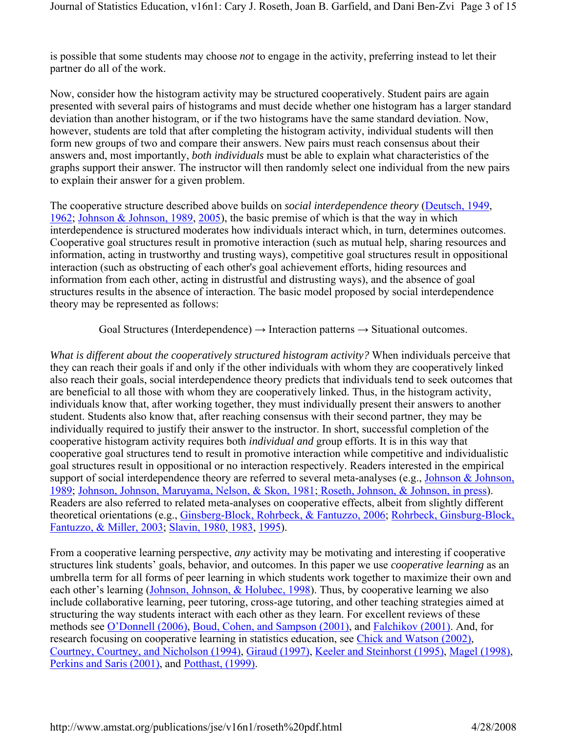is possible that some students may choose *not* to engage in the activity, preferring instead to let their partner do all of the work.

Now, consider how the histogram activity may be structured cooperatively. Student pairs are again presented with several pairs of histograms and must decide whether one histogram has a larger standard deviation than another histogram, or if the two histograms have the same standard deviation. Now, however, students are told that after completing the histogram activity, individual students will then form new groups of two and compare their answers. New pairs must reach consensus about their answers and, most importantly, *both individuals* must be able to explain what characteristics of the graphs support their answer. The instructor will then randomly select one individual from the new pairs to explain their answer for a given problem.

The cooperative structure described above builds on *social interdependence theory* (Deutsch, 1949, 1962; Johnson & Johnson, 1989, 2005), the basic premise of which is that the way in which interdependence is structured moderates how individuals interact which, in turn, determines outcomes. Cooperative goal structures result in promotive interaction (such as mutual help, sharing resources and information, acting in trustworthy and trusting ways), competitive goal structures result in oppositional interaction (such as obstructing of each other's goal achievement efforts, hiding resources and information from each other, acting in distrustful and distrusting ways), and the absence of goal structures results in the absence of interaction. The basic model proposed by social interdependence theory may be represented as follows:

Goal Structures (Interdependence) → Interaction patterns → Situational outcomes.

*What is different about the cooperatively structured histogram activity?* When individuals perceive that they can reach their goals if and only if the other individuals with whom they are cooperatively linked also reach their goals, social interdependence theory predicts that individuals tend to seek outcomes that are beneficial to all those with whom they are cooperatively linked. Thus, in the histogram activity, individuals know that, after working together, they must individually present their answers to another student. Students also know that, after reaching consensus with their second partner, they may be individually required to justify their answer to the instructor. In short, successful completion of the cooperative histogram activity requires both *individual and* group efforts. It is in this way that cooperative goal structures tend to result in promotive interaction while competitive and individualistic goal structures result in oppositional or no interaction respectively. Readers interested in the empirical support of social interdependence theory are referred to several meta-analyses (e.g., Johnson & Johnson, 1989; Johnson, Johnson, Maruyama, Nelson, & Skon, 1981; Roseth, Johnson, & Johnson, in press). Readers are also referred to related meta-analyses on cooperative effects, albeit from slightly different theoretical orientations (e.g., Ginsberg-Block, Rohrbeck, & Fantuzzo, 2006; Rohrbeck, Ginsburg-Block, Fantuzzo, & Miller, 2003; Slavin, 1980, 1983, 1995).

From a cooperative learning perspective, *any* activity may be motivating and interesting if cooperative structures link students' goals, behavior, and outcomes. In this paper we use *cooperative learning* as an umbrella term for all forms of peer learning in which students work together to maximize their own and each other's learning (Johnson, Johnson, & Holubec, 1998). Thus, by cooperative learning we also include collaborative learning, peer tutoring, cross-age tutoring, and other teaching strategies aimed at structuring the way students interact with each other as they learn. For excellent reviews of these methods see O'Donnell (2006), Boud, Cohen, and Sampson (2001), and Falchikov (2001). And, for research focusing on cooperative learning in statistics education, see Chick and Watson (2002), Courtney, Courtney, and Nicholson (1994), Giraud (1997), Keeler and Steinhorst (1995), Magel (1998), Perkins and Saris (2001), and Potthast, (1999).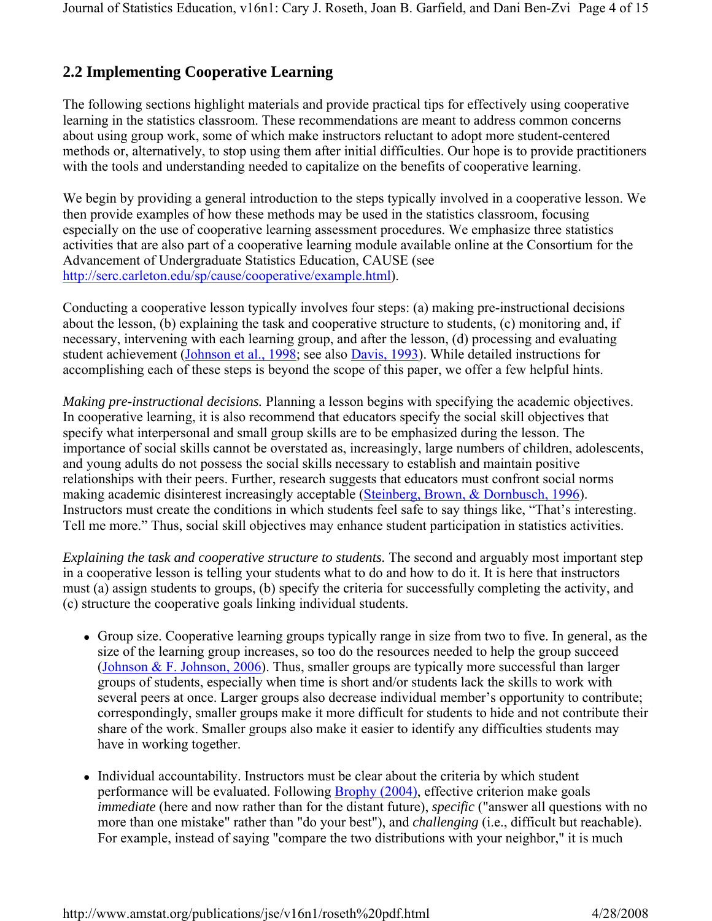## 2.2 Implementing Cooperative Learning

The following sections highlight materials and provide practical tips for effectively using cooperative learning in the statistics classroom. These recommendations are meant to address common concerns about using group work, some of which make instructors reluctant to adopt more student-centered methods or, alternatively, to stop using them after initial difficulties. Our hope is to provide practitioners with the tools and understanding needed to capitalize on the benefits of cooperative learning.

We begin by providing a general introduction to the steps typically involved in a cooperative lesson. We then provide examples of how these methods may be used in the statistics classroom, focusing especially on the use of cooperative learning assessment procedures. We emphasize three statistics activities that are also part of a cooperative learning module available online at the Consortium for the Advancement of Undergraduate Statistics Education, CAUSE (see http://serc.carleton.edu/sp/cause/cooperative/example.html).

Conducting a cooperative lesson typically involves four steps: (a) making pre-instructional decisions about the lesson, (b) explaining the task and cooperative structure to students, (c) monitoring and, if necessary, intervening with each learning group, and after the lesson, (d) processing and evaluating student achievement (Johnson et al., 1998; see also Davis, 1993). While detailed instructions for accomplishing each of these steps is beyond the scope of this paper, we offer a few helpful hints.

*Making pre-instructional decisions.* Planning a lesson begins with specifying the academic objectives. In cooperative learning, it is also recommend that educators specify the social skill objectives that specify what interpersonal and small group skills are to be emphasized during the lesson. The importance of social skills cannot be overstated as, increasingly, large numbers of children, adolescents, and young adults do not possess the social skills necessary to establish and maintain positive relationships with their peers. Further, research suggests that educators must confront social norms making academic disinterest increasingly acceptable (Steinberg, Brown, & Dornbusch, 1996). Instructors must create the conditions in which students feel safe to say things like, “That’s interesting. Tell me more.” Thus, social skill objectives may enhance student participation in statistics activities.

*Explaining the task and cooperative structure to students.* The second and arguably most important step in a cooperative lesson is telling your students what to do and how to do it. It is here that instructors must (a) assign students to groups, (b) specify the criteria for successfully completing the activity, and (c) structure the cooperative goals linking individual students.

- Group size. Cooperative learning groups typically range in size from two to five. In general, as the size of the learning group increases, so too do the resources needed to help the group succeed (Johnson & F. Johnson, 2006). Thus, smaller groups are typically more successful than larger groups of students, especially when time is short and/or students lack the skills to work with several peers at once. Larger groups also decrease individual member’s opportunity to contribute; correspondingly, smaller groups make it more difficult for students to hide and not contribute their share of the work. Smaller groups also make it easier to identify any difficulties students may have in working together.

- Individual accountability. Instructors must be clear about the criteria by which student performance will be evaluated. Following Brophy (2004), effective criterion make goals *immediate* (here and now rather than for the distant future), *specific* ("answer all questions with no more than one mistake" rather than "do your best"), and *challenging* (i.e., difficult but reachable). For example, instead of saying "compare the two distributions with your neighbor," it is much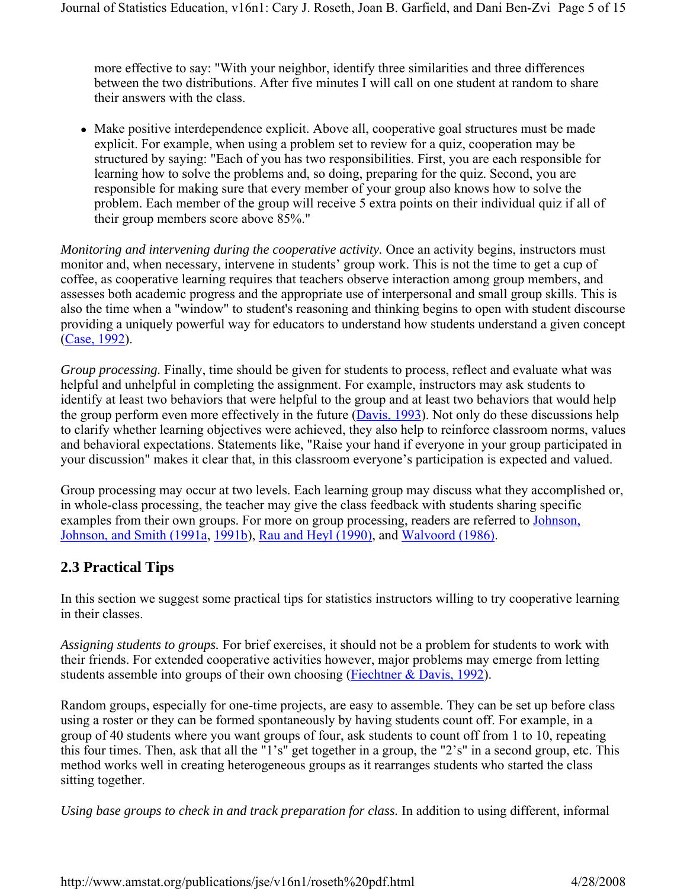more effective to say: "With your neighbor, identify three similarities and three differences between the two distributions. After five minutes I will call on one student at random to share their answers with the class.

- Make positive interdependence explicit. Above all, cooperative goal structures must be made explicit. For example, when using a problem set to review for a quiz, cooperation may be structured by saying: "Each of you has two responsibilities. First, you are each responsible for learning how to solve the problems and, so doing, preparing for the quiz. Second, you are responsible for making sure that every member of your group also knows how to solve the problem. Each member of the group will receive 5 extra points on their individual quiz if all of their group members score above 85%."

*Monitoring and intervening during the cooperative activity.* Once an activity begins, instructors must monitor and, when necessary, intervene in students' group work. This is not the time to get a cup of coffee, as cooperative learning requires that teachers observe interaction among group members, and assesses both academic progress and the appropriate use of interpersonal and small group skills. This is also the time when a "window" to student's reasoning and thinking begins to open with student discourse providing a uniquely powerful way for educators to understand how students understand a given concept (Case, 1992).

*Group processing.* Finally, time should be given for students to process, reflect and evaluate what was helpful and unhelpful in completing the assignment. For example, instructors may ask students to identify at least two behaviors that were helpful to the group and at least two behaviors that would help the group perform even more effectively in the future (Davis, 1993). Not only do these discussions help to clarify whether learning objectives were achieved, they also help to reinforce classroom norms, values and behavioral expectations. Statements like, "Raise your hand if everyone in your group participated in your discussion" makes it clear that, in this classroom everyone's participation is expected and valued.

Group processing may occur at two levels. Each learning group may discuss what they accomplished or, in whole-class processing, the teacher may give the class feedback with students sharing specific examples from their own groups. For more on group processing, readers are referred to Johnson, Johnson, and Smith (1991a, 1991b), Rau and Heyl (1990), and Walvoord (1986).

## 2.3 Practical Tips

In this section we suggest some practical tips for statistics instructors willing to try cooperative learning in their classes.

*Assigning students to groups.* For brief exercises, it should not be a problem for students to work with their friends. For extended cooperative activities however, major problems may emerge from letting students assemble into groups of their own choosing (Fiechtner & Davis, 1992).

Random groups, especially for one-time projects, are easy to assemble. They can be set up before class using a roster or they can be formed spontaneously by having students count off. For example, in a group of 40 students where you want groups of four, ask students to count off from 1 to 10, repeating this four times. Then, ask that all the "1's" get together in a group, the "2's" in a second group, etc. This method works well in creating heterogeneous groups as it rearranges students who started the class sitting together.

*Using base groups to check in and track preparation for class.* In addition to using different, informal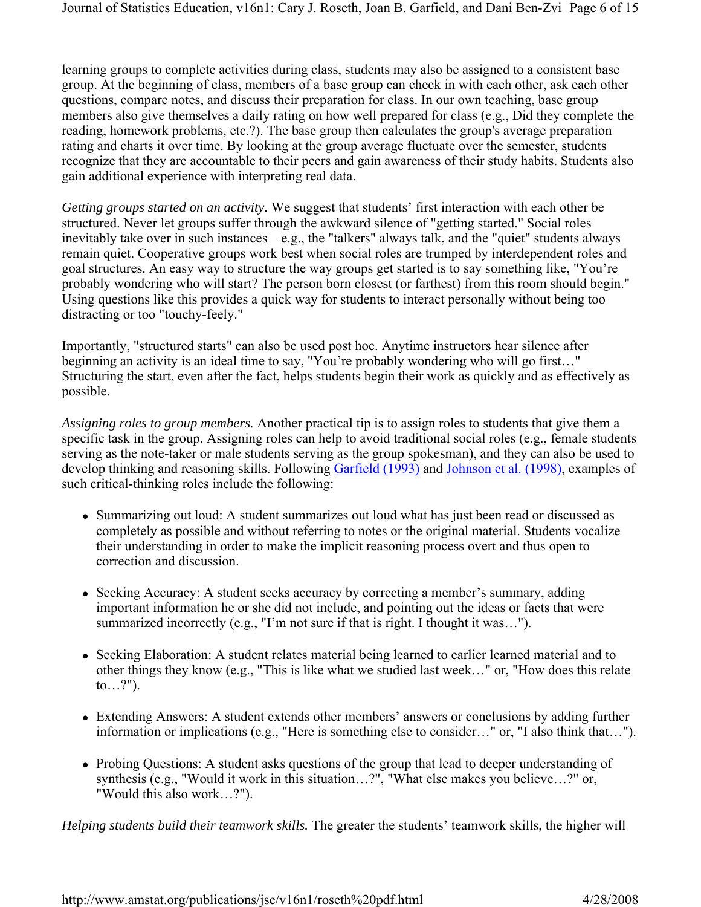learning groups to complete activities during class, students may also be assigned to a consistent base group. At the beginning of class, members of a base group can check in with each other, ask each other questions, compare notes, and discuss their preparation for class. In our own teaching, base group members also give themselves a daily rating on how well prepared for class (e.g., Did they complete the reading, homework problems, etc.?). The base group then calculates the group's average preparation rating and charts it over time. By looking at the group average fluctuate over the semester, students recognize that they are accountable to their peers and gain awareness of their study habits. Students also gain additional experience with interpreting real data.

*Getting groups started on an activity.* We suggest that students' first interaction with each other be structured. Never let groups suffer through the awkward silence of "getting started." Social roles inevitably take over in such instances – e.g., the "talkers" always talk, and the "quiet" students always remain quiet. Cooperative groups work best when social roles are trumped by interdependent roles and goal structures. An easy way to structure the way groups get started is to say something like, "You're probably wondering who will start? The person born closest (or farthest) from this room should begin." Using questions like this provides a quick way for students to interact personally without being too distracting or too "touchy-feely."

Importantly, "structured starts" can also be used post hoc. Anytime instructors hear silence after beginning an activity is an ideal time to say, "You're probably wondering who will go first…" Structuring the start, even after the fact, helps students begin their work as quickly and as effectively as possible.

*Assigning roles to group members.* Another practical tip is to assign roles to students that give them a specific task in the group. Assigning roles can help to avoid traditional social roles (e.g., female students serving as the note-taker or male students serving as the group spokesman), and they can also be used to develop thinking and reasoning skills. Following Garfield (1993) and Johnson et al. (1998), examples of such critical-thinking roles include the following:

- Summarizing out loud: A student summarizes out loud what has just been read or discussed as completely as possible and without referring to notes or the original material. Students vocalize their understanding in order to make the implicit reasoning process overt and thus open to correction and discussion.
- Seeking Accuracy: A student seeks accuracy by correcting a member's summary, adding important information he or she did not include, and pointing out the ideas or facts that were summarized incorrectly (e.g., "I'm not sure if that is right. I thought it was…").
- Seeking Elaboration: A student relates material being learned to earlier learned material and to other things they know (e.g., "This is like what we studied last week…" or, "How does this relate to…?").
- Extending Answers: A student extends other members' answers or conclusions by adding further information or implications (e.g., "Here is something else to consider…" or, "I also think that…").
- Probing Questions: A student asks questions of the group that lead to deeper understanding of synthesis (e.g., "Would it work in this situation…?", "What else makes you believe…?" or, "Would this also work…?").

*Helping students build their teamwork skills.* The greater the students' teamwork skills, the higher will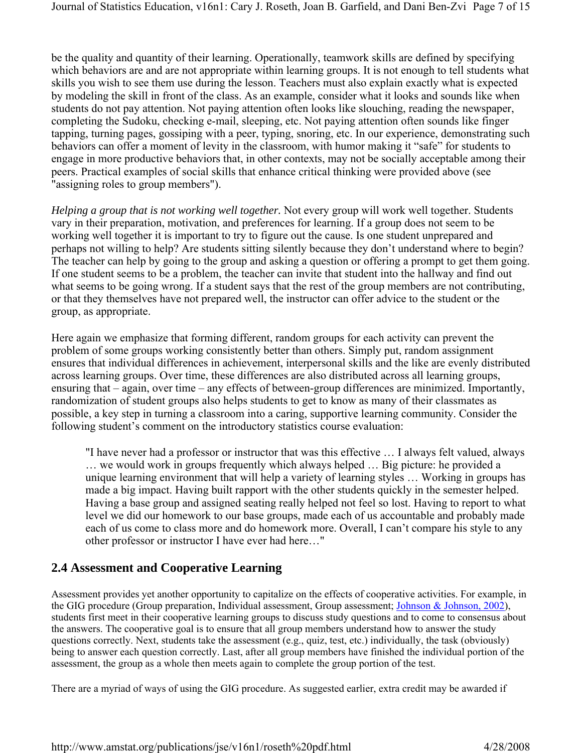be the quality and quantity of their learning. Operationally, teamwork skills are defined by specifying which behaviors are and are not appropriate within learning groups. It is not enough to tell students what skills you wish to see them use during the lesson. Teachers must also explain exactly what is expected by modeling the skill in front of the class. As an example, consider what it looks and sounds like when students do not pay attention. Not paying attention often looks like slouching, reading the newspaper, completing the Sudoku, checking e-mail, sleeping, etc. Not paying attention often sounds like finger tapping, turning pages, gossiping with a peer, typing, snoring, etc. In our experience, demonstrating such behaviors can offer a moment of levity in the classroom, with humor making it "safe" for students to engage in more productive behaviors that, in other contexts, may not be socially acceptable among their peers. Practical examples of social skills that enhance critical thinking were provided above (see "assigning roles to group members").

*Helping a group that is not working well together.* Not every group will work well together. Students vary in their preparation, motivation, and preferences for learning. If a group does not seem to be working well together it is important to try to figure out the cause. Is one student unprepared and perhaps not willing to help? Are students sitting silently because they don't understand where to begin? The teacher can help by going to the group and asking a question or offering a prompt to get them going. If one student seems to be a problem, the teacher can invite that student into the hallway and find out what seems to be going wrong. If a student says that the rest of the group members are not contributing, or that they themselves have not prepared well, the instructor can offer advice to the student or the group, as appropriate.

Here again we emphasize that forming different, random groups for each activity can prevent the problem of some groups working consistently better than others. Simply put, random assignment ensures that individual differences in achievement, interpersonal skills and the like are evenly distributed across learning groups. Over time, these differences are also distributed across all learning groups, ensuring that – again, over time – any effects of between-group differences are minimized. Importantly, randomization of student groups also helps students to get to know as many of their classmates as possible, a key step in turning a classroom into a caring, supportive learning community. Consider the following student's comment on the introductory statistics course evaluation:

> "I have never had a professor or instructor that was this effective … I always felt valued, always … we would work in groups frequently which always helped … Big picture: he provided a unique learning environment that will help a variety of learning styles … Working in groups has made a big impact. Having built rapport with the other students quickly in the semester helped. Having a base group and assigned seating really helped not feel so lost. Having to report to what level we did our homework to our base groups, made each of us accountable and probably made each of us come to class more and do homework more. Overall, I can't compare his style to any other professor or instructor I have ever had here…"

## 2.4 Assessment and Cooperative Learning

Assessment provides yet another opportunity to capitalize on the effects of cooperative activities. For example, in the GIG procedure (Group preparation, Individual assessment, Group assessment; Johnson & Johnson, 2002), students first meet in their cooperative learning groups to discuss study questions and to come to consensus about the answers. The cooperative goal is to ensure that all group members understand how to answer the study questions correctly. Next, students take the assessment (e.g., quiz, test, etc.) individually, the task (obviously) being to answer each question correctly. Last, after all group members have finished the individual portion of the assessment, the group as a whole then meets again to complete the group portion of the test.

There are a myriad of ways of using the GIG procedure. As suggested earlier, extra credit may be awarded if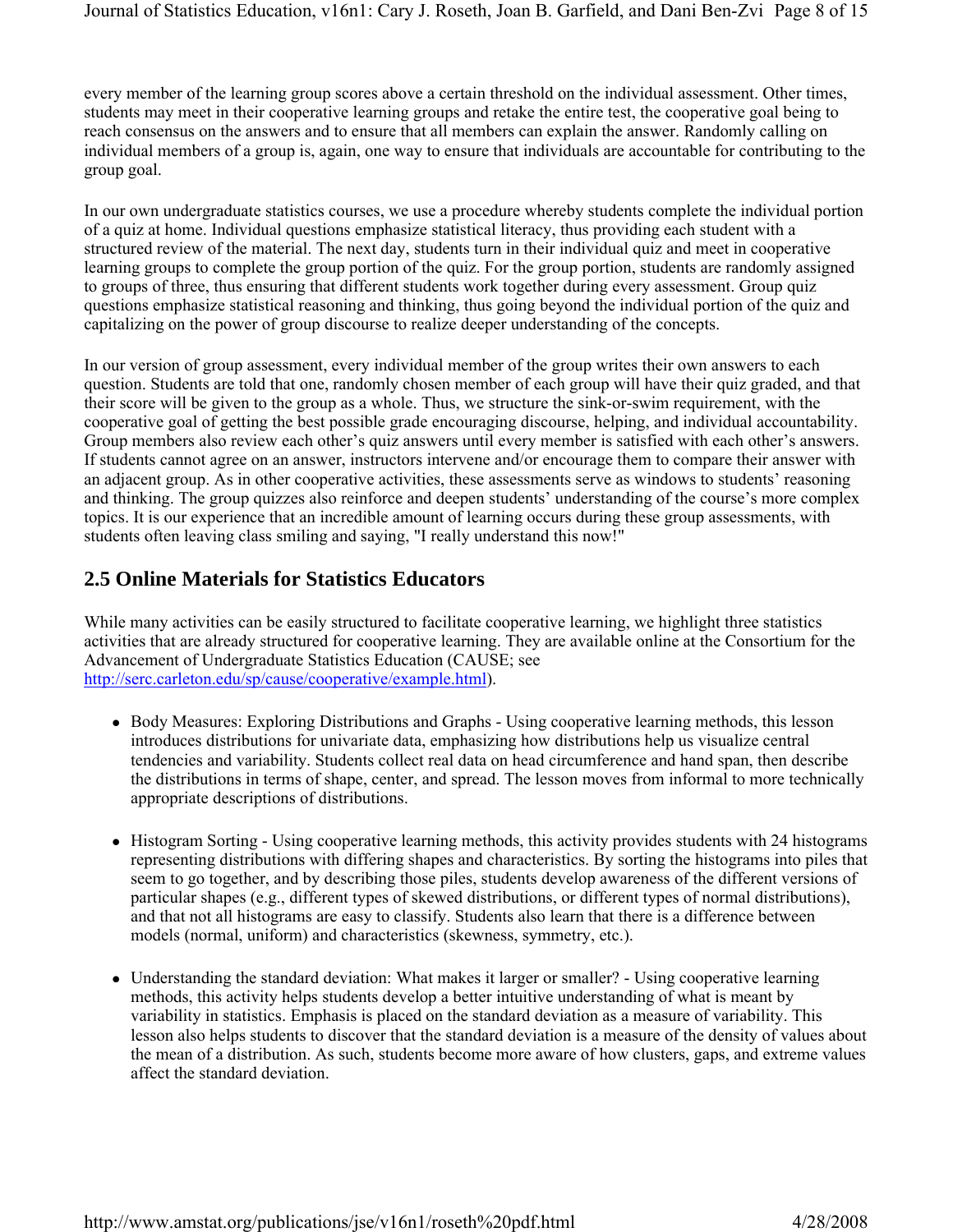every member of the learning group scores above a certain threshold on the individual assessment. Other times, students may meet in their cooperative learning groups and retake the entire test, the cooperative goal being to reach consensus on the answers and to ensure that all members can explain the answer. Randomly calling on individual members of a group is, again, one way to ensure that individuals are accountable for contributing to the group goal.

In our own undergraduate statistics courses, we use a procedure whereby students complete the individual portion of a quiz at home. Individual questions emphasize statistical literacy, thus providing each student with a structured review of the material. The next day, students turn in their individual quiz and meet in cooperative learning groups to complete the group portion of the quiz. For the group portion, students are randomly assigned to groups of three, thus ensuring that different students work together during every assessment. Group quiz questions emphasize statistical reasoning and thinking, thus going beyond the individual portion of the quiz and capitalizing on the power of group discourse to realize deeper understanding of the concepts.

In our version of group assessment, every individual member of the group writes their own answers to each question. Students are told that one, randomly chosen member of each group will have their quiz graded, and that their score will be given to the group as a whole. Thus, we structure the sink-or-swim requirement, with the cooperative goal of getting the best possible grade encouraging discourse, helping, and individual accountability. Group members also review each other's quiz answers until every member is satisfied with each other's answers. If students cannot agree on an answer, instructors intervene and/or encourage them to compare their answer with an adjacent group. As in other cooperative activities, these assessments serve as windows to students' reasoning and thinking. The group quizzes also reinforce and deepen students' understanding of the course's more complex topics. It is our experience that an incredible amount of learning occurs during these group assessments, with students often leaving class smiling and saying, "I really understand this now!"

## 2.5 Online Materials for Statistics Educators

While many activities can be easily structured to facilitate cooperative learning, we highlight three statistics activities that are already structured for cooperative learning. They are available online at the Consortium for the Advancement of Undergraduate Statistics Education (CAUSE; see http://serc.carleton.edu/sp/cause/cooperative/example.html).

- Body Measures: Exploring Distributions and Graphs - Using cooperative learning methods, this lesson introduces distributions for univariate data, emphasizing how distributions help us visualize central tendencies and variability. Students collect real data on head circumference and hand span, then describe the distributions in terms of shape, center, and spread. The lesson moves from informal to more technically appropriate descriptions of distributions.

- Histogram Sorting - Using cooperative learning methods, this activity provides students with 24 histograms representing distributions with differing shapes and characteristics. By sorting the histograms into piles that seem to go together, and by describing those piles, students develop awareness of the different versions of particular shapes (e.g., different types of skewed distributions, or different types of normal distributions), and that not all histograms are easy to classify. Students also learn that there is a difference between models (normal, uniform) and characteristics (skewness, symmetry, etc.).

- Understanding the standard deviation: What makes it larger or smaller? - Using cooperative learning methods, this activity helps students develop a better intuitive understanding of what is meant by variability in statistics. Emphasis is placed on the standard deviation as a measure of variability. This lesson also helps students to discover that the standard deviation is a measure of the density of values about the mean of a distribution. As such, students become more aware of how clusters, gaps, and extreme values affect the standard deviation.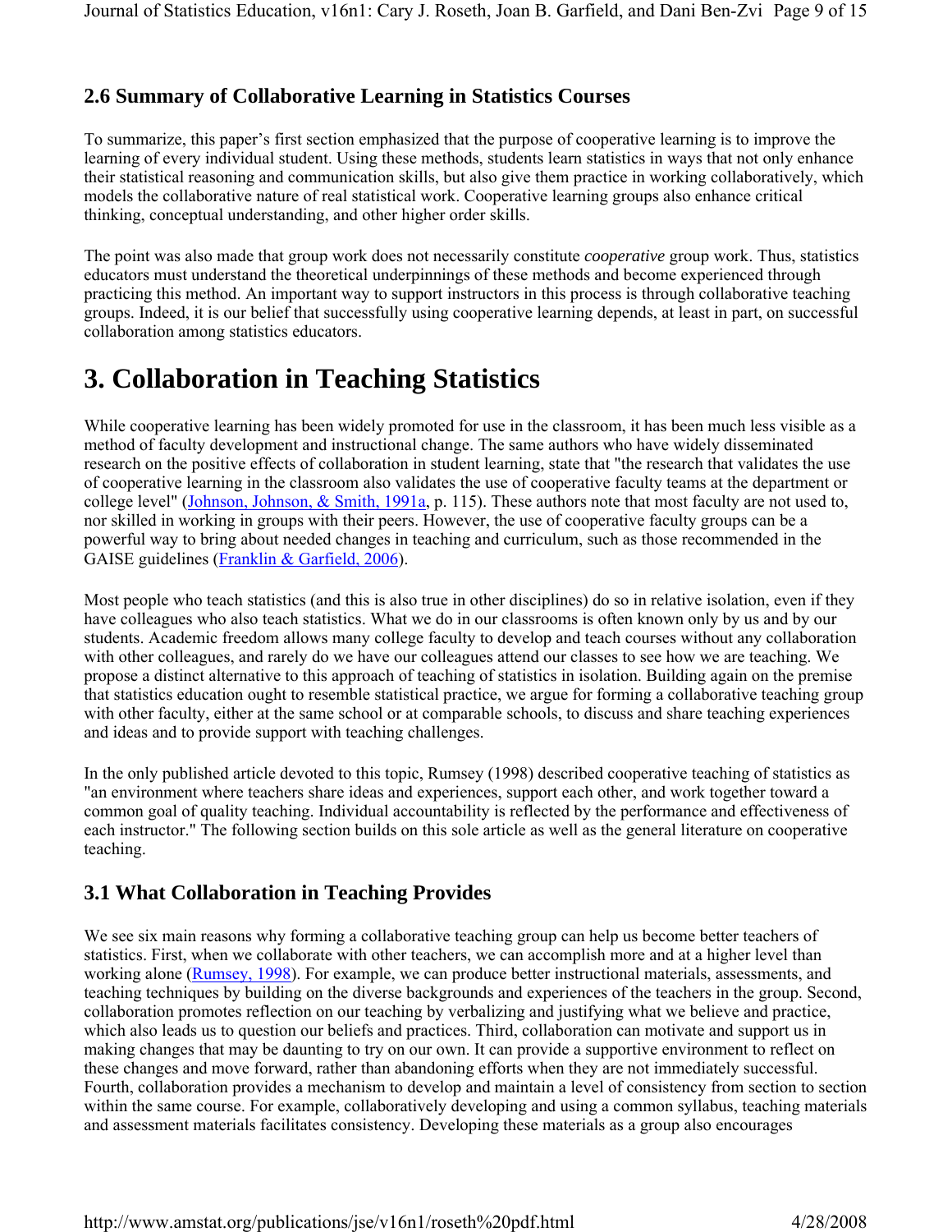### 2.6 Summary of Collaborative Learning in Statistics Courses

To summarize, this paper's first section emphasized that the purpose of cooperative learning is to improve the learning of every individual student. Using these methods, students learn statistics in ways that not only enhance their statistical reasoning and communication skills, but also give them practice in working collaboratively, which models the collaborative nature of real statistical work. Cooperative learning groups also enhance critical thinking, conceptual understanding, and other higher order skills.

The point was also made that group work does not necessarily constitute *cooperative* group work. Thus, statistics educators must understand the theoretical underpinnings of these methods and become experienced through practicing this method. An important way to support instructors in this process is through collaborative teaching groups. Indeed, it is our belief that successfully using cooperative learning depends, at least in part, on successful collaboration among statistics educators.

## 3. Collaboration in Teaching Statistics

While cooperative learning has been widely promoted for use in the classroom, it has been much less visible as a method of faculty development and instructional change. The same authors who have widely disseminated research on the positive effects of collaboration in student learning, state that "the research that validates the use of cooperative learning in the classroom also validates the use of cooperative faculty teams at the department or college level" (Johnson, Johnson, & Smith, 1991a, p. 115). These authors note that most faculty are not used to, nor skilled in working in groups with their peers. However, the use of cooperative faculty groups can be a powerful way to bring about needed changes in teaching and curriculum, such as those recommended in the GAISE guidelines (Franklin & Garfield, 2006).

Most people who teach statistics (and this is also true in other disciplines) do so in relative isolation, even if they have colleagues who also teach statistics. What we do in our classrooms is often known only by us and by our students. Academic freedom allows many college faculty to develop and teach courses without any collaboration with other colleagues, and rarely do we have our colleagues attend our classes to see how we are teaching. We propose a distinct alternative to this approach of teaching of statistics in isolation. Building again on the premise that statistics education ought to resemble statistical practice, we argue for forming a collaborative teaching group with other faculty, either at the same school or at comparable schools, to discuss and share teaching experiences and ideas and to provide support with teaching challenges.

In the only published article devoted to this topic, Rumsey (1998) described cooperative teaching of statistics as "an environment where teachers share ideas and experiences, support each other, and work together toward a common goal of quality teaching. Individual accountability is reflected by the performance and effectiveness of each instructor." The following section builds on this sole article as well as the general literature on cooperative teaching.

### 3.1 What Collaboration in Teaching Provides

We see six main reasons why forming a collaborative teaching group can help us become better teachers of statistics. First, when we collaborate with other teachers, we can accomplish more and at a higher level than working alone (Rumsey, 1998). For example, we can produce better instructional materials, assessments, and teaching techniques by building on the diverse backgrounds and experiences of the teachers in the group. Second, collaboration promotes reflection on our teaching by verbalizing and justifying what we believe and practice, which also leads us to question our beliefs and practices. Third, collaboration can motivate and support us in making changes that may be daunting to try on our own. It can provide a supportive environment to reflect on these changes and move forward, rather than abandoning efforts when they are not immediately successful. Fourth, collaboration provides a mechanism to develop and maintain a level of consistency from section to section within the same course. For example, collaboratively developing and using a common syllabus, teaching materials and assessment materials facilitates consistency. Developing these materials as a group also encourages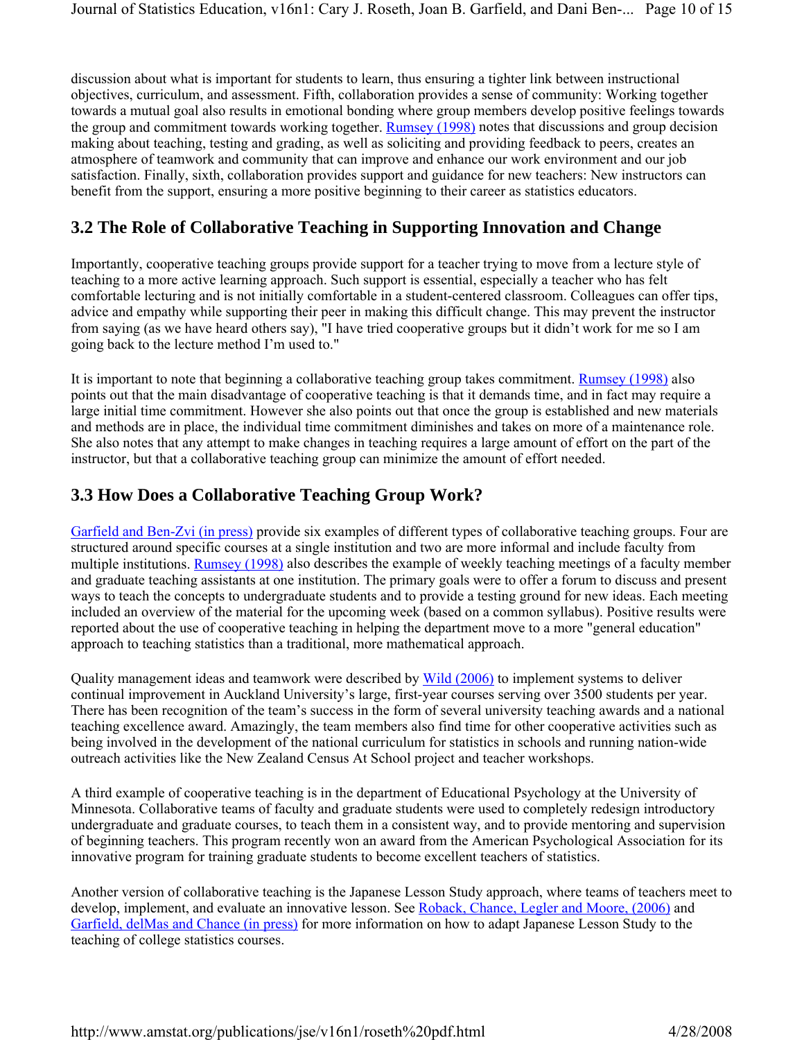discussion about what is important for students to learn, thus ensuring a tighter link between instructional objectives, curriculum, and assessment. Fifth, collaboration provides a sense of community: Working together towards a mutual goal also results in emotional bonding where group members develop positive feelings towards the group and commitment towards working together. Rumsey (1998) notes that discussions and group decision making about teaching, testing and grading, as well as soliciting and providing feedback to peers, creates an atmosphere of teamwork and community that can improve and enhance our work environment and our job satisfaction. Finally, sixth, collaboration provides support and guidance for new teachers: New instructors can benefit from the support, ensuring a more positive beginning to their career as statistics educators.

## 3.2 The Role of Collaborative Teaching in Supporting Innovation and Change

Importantly, cooperative teaching groups provide support for a teacher trying to move from a lecture style of teaching to a more active learning approach. Such support is essential, especially a teacher who has felt comfortable lecturing and is not initially comfortable in a student-centered classroom. Colleagues can offer tips, advice and empathy while supporting their peer in making this difficult change. This may prevent the instructor from saying (as we have heard others say), "I have tried cooperative groups but it didn't work for me so I am going back to the lecture method I'm used to."

It is important to note that beginning a collaborative teaching group takes commitment. Rumsey (1998) also points out that the main disadvantage of cooperative teaching is that it demands time, and in fact may require a large initial time commitment. However she also points out that once the group is established and new materials and methods are in place, the individual time commitment diminishes and takes on more of a maintenance role. She also notes that any attempt to make changes in teaching requires a large amount of effort on the part of the instructor, but that a collaborative teaching group can minimize the amount of effort needed.

## 3.3 How Does a Collaborative Teaching Group Work?

Garfield and Ben-Zvi (in press) provide six examples of different types of collaborative teaching groups. Four are structured around specific courses at a single institution and two are more informal and include faculty from multiple institutions. Rumsey (1998) also describes the example of weekly teaching meetings of a faculty member and graduate teaching assistants at one institution. The primary goals were to offer a forum to discuss and present ways to teach the concepts to undergraduate students and to provide a testing ground for new ideas. Each meeting included an overview of the material for the upcoming week (based on a common syllabus). Positive results were reported about the use of cooperative teaching in helping the department move to a more "general education" approach to teaching statistics than a traditional, more mathematical approach.

Quality management ideas and teamwork were described by Wild (2006) to implement systems to deliver continual improvement in Auckland University's large, first-year courses serving over 3500 students per year. There has been recognition of the team's success in the form of several university teaching awards and a national teaching excellence award. Amazingly, the team members also find time for other cooperative activities such as being involved in the development of the national curriculum for statistics in schools and running nation-wide outreach activities like the New Zealand Census At School project and teacher workshops.

A third example of cooperative teaching is in the department of Educational Psychology at the University of Minnesota. Collaborative teams of faculty and graduate students were used to completely redesign introductory undergraduate and graduate courses, to teach them in a consistent way, and to provide mentoring and supervision of beginning teachers. This program recently won an award from the American Psychological Association for its innovative program for training graduate students to become excellent teachers of statistics.

Another version of collaborative teaching is the Japanese Lesson Study approach, where teams of teachers meet to develop, implement, and evaluate an innovative lesson. See Roback, Chance, Legler and Moore, (2006) and Garfield, delMas and Chance (in press) for more information on how to adapt Japanese Lesson Study to the teaching of college statistics courses.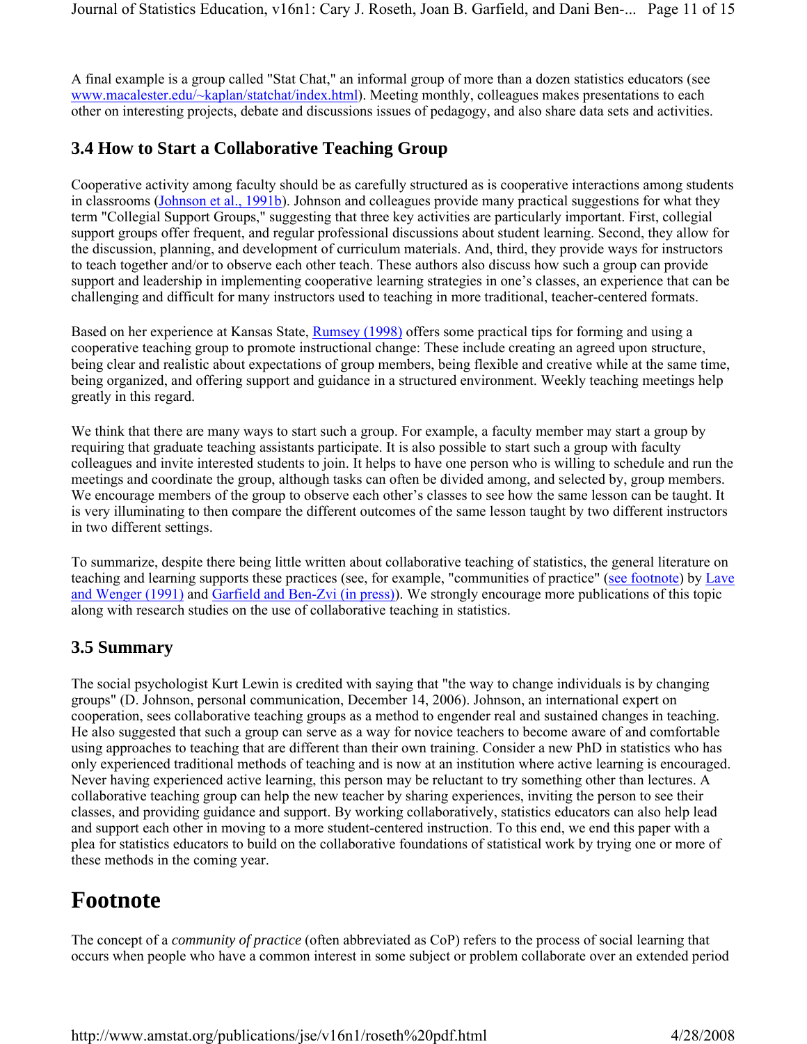A final example is a group called "Stat Chat," an informal group of more than a dozen statistics educators (see www.macalester.edu/~kaplan/statchat/index.html). Meeting monthly, colleagues makes presentations to each other on interesting projects, debate and discussions issues of pedagogy, and also share data sets and activities.

## 3.4 How to Start a Collaborative Teaching Group

Cooperative activity among faculty should be as carefully structured as is cooperative interactions among students in classrooms (Johnson et al., 1991b). Johnson and colleagues provide many practical suggestions for what they term "Collegial Support Groups," suggesting that three key activities are particularly important. First, collegial support groups offer frequent, and regular professional discussions about student learning. Second, they allow for the discussion, planning, and development of curriculum materials. And, third, they provide ways for instructors to teach together and/or to observe each other teach. These authors also discuss how such a group can provide support and leadership in implementing cooperative learning strategies in one's classes, an experience that can be challenging and difficult for many instructors used to teaching in more traditional, teacher-centered formats.

Based on her experience at Kansas State, Rumsey (1998) offers some practical tips for forming and using a cooperative teaching group to promote instructional change: These include creating an agreed upon structure, being clear and realistic about expectations of group members, being flexible and creative while at the same time, being organized, and offering support and guidance in a structured environment. Weekly teaching meetings help greatly in this regard.

We think that there are many ways to start such a group. For example, a faculty member may start a group by requiring that graduate teaching assistants participate. It is also possible to start such a group with faculty colleagues and invite interested students to join. It helps to have one person who is willing to schedule and run the meetings and coordinate the group, although tasks can often be divided among, and selected by, group members. We encourage members of the group to observe each other's classes to see how the same lesson can be taught. It is very illuminating to then compare the different outcomes of the same lesson taught by two different instructors in two different settings.

To summarize, despite there being little written about collaborative teaching of statistics, the general literature on teaching and learning supports these practices (see, for example, "communities of practice" (see footnote) by Lave and Wenger (1991) and Garfield and Ben-Zvi (in press)). We strongly encourage more publications of this topic along with research studies on the use of collaborative teaching in statistics.

## 3.5 Summary

The social psychologist Kurt Lewin is credited with saying that "the way to change individuals is by changing groups" (D. Johnson, personal communication, December 14, 2006). Johnson, an international expert on cooperation, sees collaborative teaching groups as a method to engender real and sustained changes in teaching. He also suggested that such a group can serve as a way for novice teachers to become aware of and comfortable using approaches to teaching that are different than their own training. Consider a new PhD in statistics who has only experienced traditional methods of teaching and is now at an institution where active learning is encouraged. Never having experienced active learning, this person may be reluctant to try something other than lectures. A collaborative teaching group can help the new teacher by sharing experiences, inviting the person to see their classes, and providing guidance and support. By working collaboratively, statistics educators can also help lead and support each other in moving to a more student-centered instruction. To this end, we end this paper with a plea for statistics educators to build on the collaborative foundations of statistical work by trying one or more of these methods in the coming year.

# Footnote

The concept of a *community of practice* (often abbreviated as CoP) refers to the process of social learning that occurs when people who have a common interest in some subject or problem collaborate over an extended period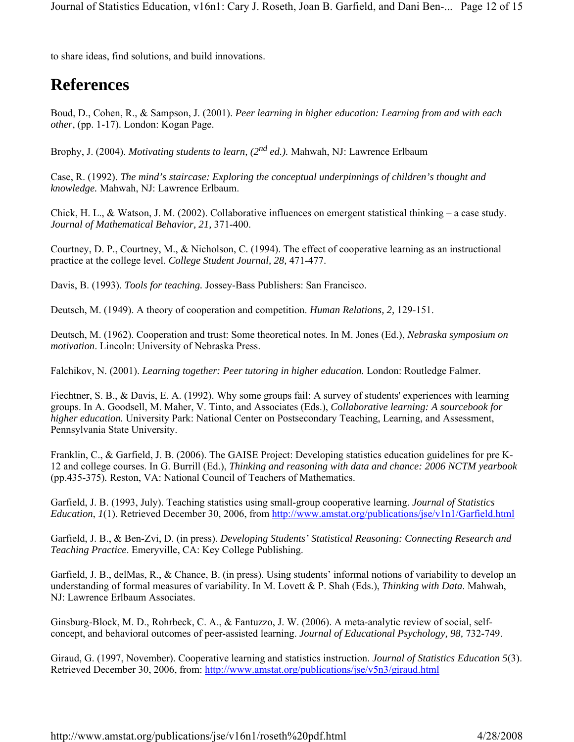to share ideas, find solutions, and build innovations.

# References

Boud, D., Cohen, R., & Sampson, J. (2001). *Peer learning in higher education: Learning from and with each other*, (pp. 1-17). London: Kogan Page.

Brophy, J. (2004). *Motivating students to learn, (2nd ed.).* Mahwah, NJ: Lawrence Erlbaum

Case, R. (1992). *The mind's staircase: Exploring the conceptual underpinnings of children's thought and knowledge.* Mahwah, NJ: Lawrence Erlbaum.

Chick, H. L., & Watson, J. M. (2002). Collaborative influences on emergent statistical thinking – a case study. *Journal of Mathematical Behavior, 21,* 371-400.

Courtney, D. P., Courtney, M., & Nicholson, C. (1994). The effect of cooperative learning as an instructional practice at the college level. *College Student Journal, 28,* 471-477.

Davis, B. (1993). *Tools for teaching.* Jossey-Bass Publishers: San Francisco.

Deutsch, M. (1949). A theory of cooperation and competition. *Human Relations, 2,* 129-151.

Deutsch, M. (1962). Cooperation and trust: Some theoretical notes. In M. Jones (Ed.), *Nebraska symposium on motivation*. Lincoln: University of Nebraska Press.

Falchikov, N. (2001). *Learning together: Peer tutoring in higher education.* London: Routledge Falmer.

Fiechtner, S. B., & Davis, E. A. (1992). Why some groups fail: A survey of students' experiences with learning groups. In A. Goodsell, M. Maher, V. Tinto, and Associates (Eds.), *Collaborative learning: A sourcebook for higher education.* University Park: National Center on Postsecondary Teaching, Learning, and Assessment, Pennsylvania State University.

Franklin, C., & Garfield, J. B. (2006). The GAISE Project: Developing statistics education guidelines for pre K-12 and college courses. In G. Burrill (Ed.), *Thinking and reasoning with data and chance: 2006 NCTM yearbook* (pp.435-375). Reston, VA: National Council of Teachers of Mathematics.

Garfield, J. B. (1993, July). Teaching statistics using small-group cooperative learning. *Journal of Statistics Education*, *1*(1). Retrieved December 30, 2006, from http://www.amstat.org/publications/jse/v1n1/Garfield.html

Garfield, J. B., & Ben-Zvi, D. (in press). *Developing Students' Statistical Reasoning: Connecting Research and Teaching Practice*. Emeryville, CA: Key College Publishing.

Garfield, J. B., delMas, R., & Chance, B. (in press). Using students' informal notions of variability to develop an understanding of formal measures of variability. In M. Lovett & P. Shah (Eds.), *Thinking with Data*. Mahwah, NJ: Lawrence Erlbaum Associates.

Ginsburg-Block, M. D., Rohrbeck, C. A., & Fantuzzo, J. W. (2006). A meta-analytic review of social, self-concept, and behavioral outcomes of peer-assisted learning. *Journal of Educational Psychology, 98,* 732-749.

Giraud, G. (1997, November). Cooperative learning and statistics instruction. *Journal of Statistics Education 5*(3). Retrieved December 30, 2006, from: http://www.amstat.org/publications/jse/v5n3/giraud.html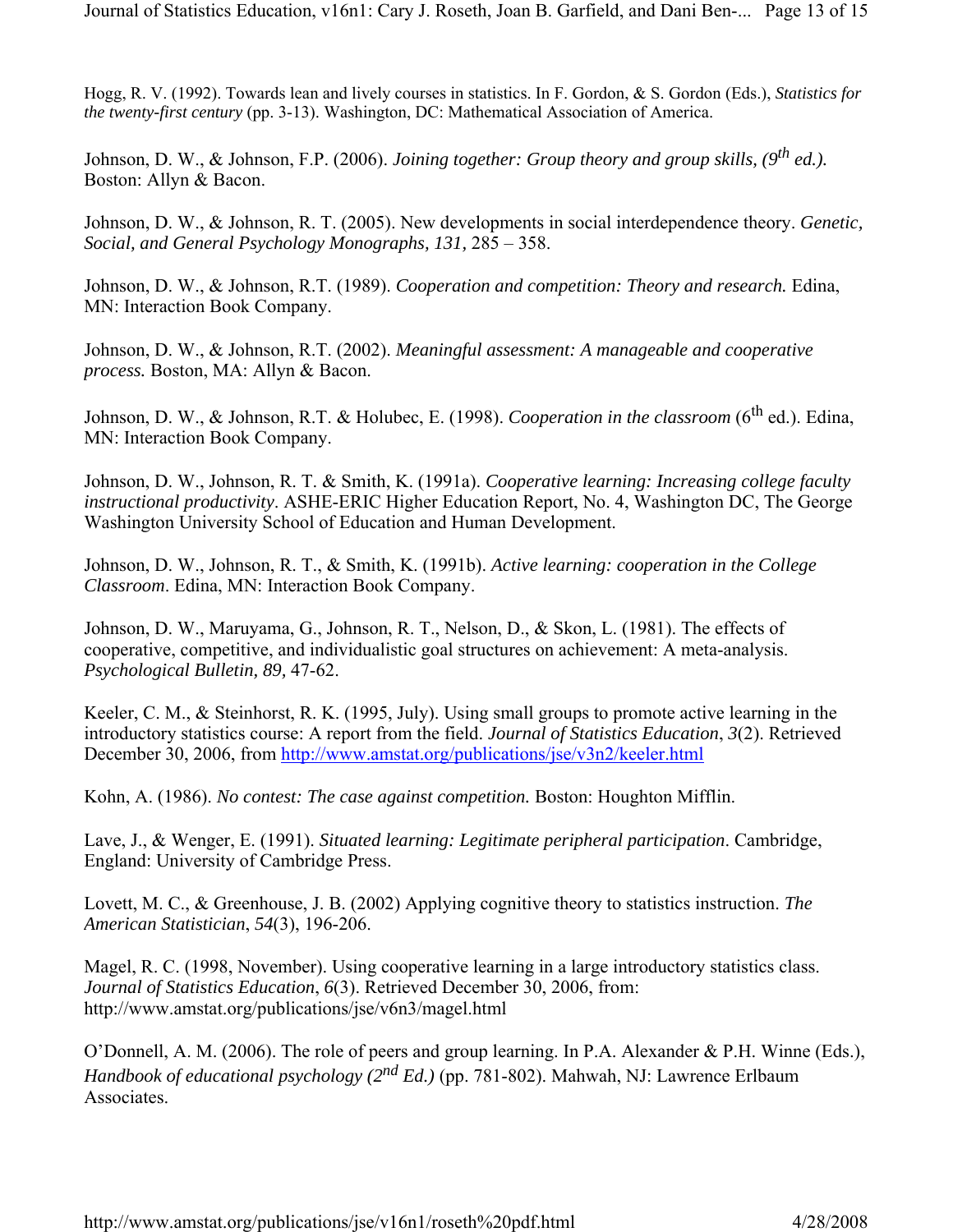Hogg, R. V. (1992). Towards lean and lively courses in statistics. In F. Gordon, & S. Gordon (Eds.), *Statistics for the twenty-first century* (pp. 3-13). Washington, DC: Mathematical Association of America.

Johnson, D. W., & Johnson, F.P. (2006). *Joining together: Group theory and group skills, (9th ed.).* Boston: Allyn & Bacon.

Johnson, D. W., & Johnson, R. T. (2005). New developments in social interdependence theory. *Genetic, Social, and General Psychology Monographs, 131,* 285 – 358.

Johnson, D. W., & Johnson, R.T. (1989). *Cooperation and competition: Theory and research.* Edina, MN: Interaction Book Company.

Johnson, D. W., & Johnson, R.T. (2002). *Meaningful assessment: A manageable and cooperative process.* Boston, MA: Allyn & Bacon.

Johnson, D. W., & Johnson, R.T. & Holubec, E. (1998). *Cooperation in the classroom* (6th ed.). Edina, MN: Interaction Book Company.

Johnson, D. W., Johnson, R. T. & Smith, K. (1991a). *Cooperative learning: Increasing college faculty instructional productivity*. ASHE-ERIC Higher Education Report, No. 4, Washington DC, The George Washington University School of Education and Human Development.

Johnson, D. W., Johnson, R. T., & Smith, K. (1991b). *Active learning: cooperation in the College Classroom*. Edina, MN: Interaction Book Company.

Johnson, D. W., Maruyama, G., Johnson, R. T., Nelson, D., & Skon, L. (1981). The effects of cooperative, competitive, and individualistic goal structures on achievement: A meta-analysis. *Psychological Bulletin, 89,* 47-62.

Keeler, C. M., & Steinhorst, R. K. (1995, July). Using small groups to promote active learning in the introductory statistics course: A report from the field. *Journal of Statistics Education*, *3*(2). Retrieved December 30, 2006, from http://www.amstat.org/publications/jse/v3n2/keeler.html

Kohn, A. (1986). *No contest: The case against competition.* Boston: Houghton Mifflin.

Lave, J., & Wenger, E. (1991). *Situated learning: Legitimate peripheral participation*. Cambridge, England: University of Cambridge Press.

Lovett, M. C., & Greenhouse, J. B. (2002) Applying cognitive theory to statistics instruction. *The American Statistician*, *54*(3), 196-206.

Magel, R. C. (1998, November). Using cooperative learning in a large introductory statistics class. *Journal of Statistics Education*, *6*(3). Retrieved December 30, 2006, from: http://www.amstat.org/publications/jse/v6n3/magel.html

O'Donnell, A. M. (2006). The role of peers and group learning. In P.A. Alexander & P.H. Winne (Eds.), *Handbook of educational psychology (2nd Ed.)* (pp. 781-802). Mahwah, NJ: Lawrence Erlbaum Associates.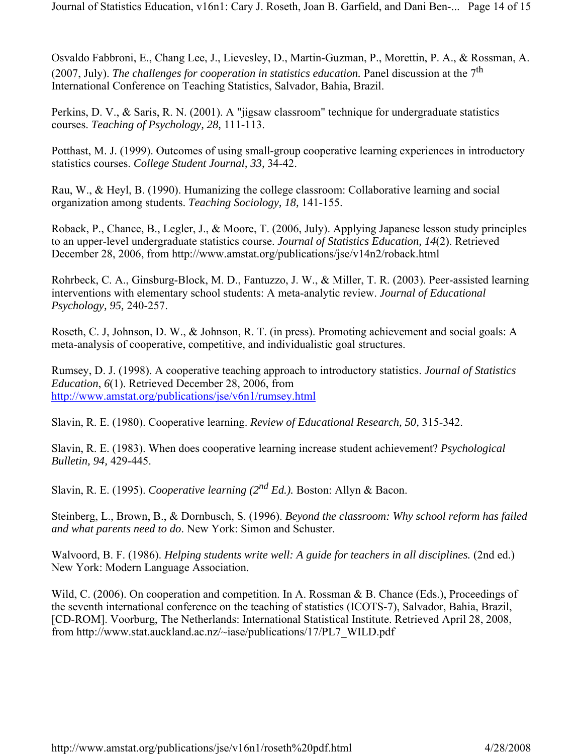Osvaldo Fabbroni, E., Chang Lee, J., Lievesley, D., Martin-Guzman, P., Morettin, P. A., & Rossman, A. (2007, July). *The challenges for cooperation in statistics education.* Panel discussion at the 7th International Conference on Teaching Statistics, Salvador, Bahia, Brazil.

Perkins, D. V., & Saris, R. N. (2001). A "jigsaw classroom" technique for undergraduate statistics courses. *Teaching of Psychology, 28,* 111-113.

Potthast, M. J. (1999). Outcomes of using small-group cooperative learning experiences in introductory statistics courses. *College Student Journal, 33,* 34-42.

Rau, W., & Heyl, B. (1990). Humanizing the college classroom: Collaborative learning and social organization among students. *Teaching Sociology, 18,* 141-155.

Roback, P., Chance, B., Legler, J., & Moore, T. (2006, July). Applying Japanese lesson study principles to an upper-level undergraduate statistics course. *Journal of Statistics Education, 14*(2). Retrieved December 28, 2006, from http://www.amstat.org/publications/jse/v14n2/roback.html

Rohrbeck, C. A., Ginsburg-Block, M. D., Fantuzzo, J. W., & Miller, T. R. (2003). Peer-assisted learning interventions with elementary school students: A meta-analytic review. *Journal of Educational Psychology, 95,* 240-257.

Roseth, C. J, Johnson, D. W., & Johnson, R. T. (in press). Promoting achievement and social goals: A meta-analysis of cooperative, competitive, and individualistic goal structures.

Rumsey, D. J. (1998). A cooperative teaching approach to introductory statistics. *Journal of Statistics Education*, *6*(1). Retrieved December 28, 2006, from http://www.amstat.org/publications/jse/v6n1/rumsey.html

Slavin, R. E. (1980). Cooperative learning. *Review of Educational Research, 50,* 315-342.

Slavin, R. E. (1983). When does cooperative learning increase student achievement? *Psychological Bulletin, 94,* 429-445.

Slavin, R. E. (1995). *Cooperative learning (2nd Ed.).* Boston: Allyn & Bacon.

Steinberg, L., Brown, B., & Dornbusch, S. (1996). *Beyond the classroom: Why school reform has failed and what parents need to do*. New York: Simon and Schuster.

Walvoord, B. F. (1986). *Helping students write well: A guide for teachers in all disciplines.* (2nd ed.) New York: Modern Language Association.

Wild, C. (2006). On cooperation and competition. In A. Rossman & B. Chance (Eds.), Proceedings of the seventh international conference on the teaching of statistics (ICOTS-7), Salvador, Bahia, Brazil, [CD-ROM]. Voorburg, The Netherlands: International Statistical Institute. Retrieved April 28, 2008, from http://www.stat.auckland.ac.nz/~iase/publications/17/PL7_WILD.pdf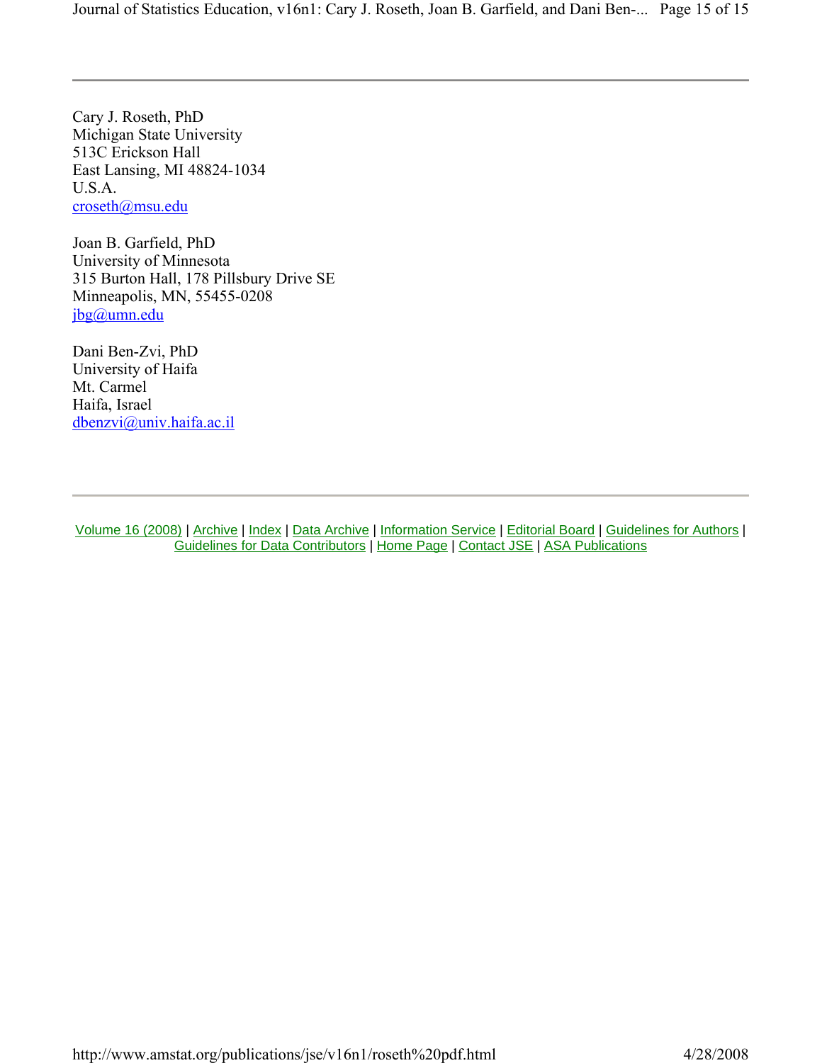---

Cary J. Roseth, PhD
Michigan State University
513C Erickson Hall
East Lansing, MI 48824-1034
U.S.A.
croseth@msu.edu

Joan B. Garfield, PhD
University of Minnesota
315 Burton Hall, 178 Pillsbury Drive SE
Minneapolis, MN, 55455-0208
jbg@umn.edu

Dani Ben-Zvi, PhD
University of Haifa
Mt. Carmel
Haifa, Israel
dbenzvi@univ.haifa.ac.il

---

Volume 16 (2008) | Archive | Index | Data Archive | Information Service | Editorial Board | Guidelines for Authors | Guidelines for Data Contributors | Home Page | Contact JSE | ASA Publications